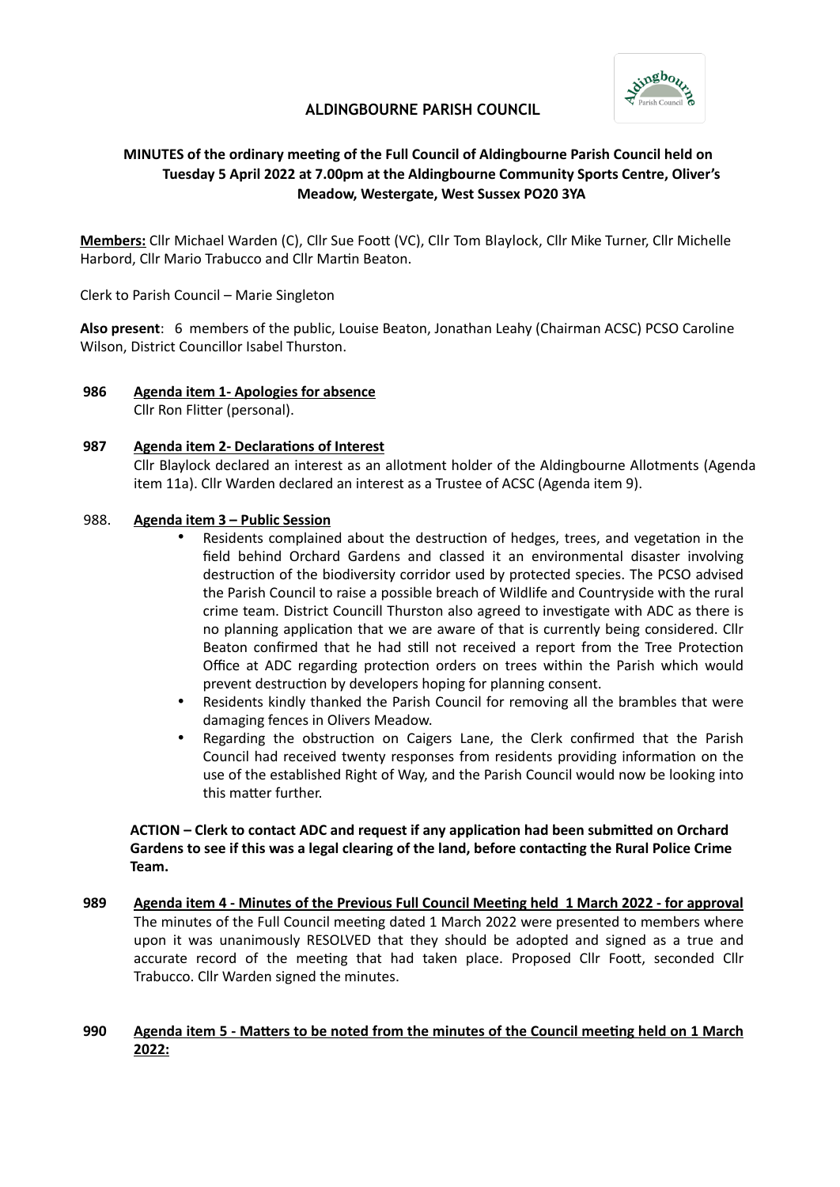# ALDINGBOURNE PARISH COUNCIL

**MINUTES of the ordinary meeting of the Full Council of Aldingbourne Parish Council held on Tuesday 5 April 2022 at 7.00pm at the Aldingbourne Community Sports Centre, Oliver's Meadow, Westergate, West Sussex PO20 3YA**

**Members:** Cllr Michael Warden (C), Cllr Sue Foott (VC), Cllr Tom Blaylock, Cllr Mike Turner, Cllr Michelle Harbord, Cllr Mario Trabucco and Cllr Martin Beaton.

Clerk to Parish Council – Marie Singleton

**Also present**: 6 members of the public, Louise Beaton, Jonathan Leahy (Chairman ACSC) PCSO Caroline Wilson, District Councillor Isabel Thurston.

**986 Agenda item 1- Apologies for absence**

Cllr Ron Flitter (personal).

**987 Agenda item 2- Declarations of Interest**

Cllr Blaylock declared an interest as an allotment holder of the Aldingbourne Allotments (Agenda item 11a). Cllr Warden declared an interest as a Trustee of ACSC (Agenda item 9).

988. **Agenda item 3 – Public Session**

- Residents complained about the destruction of hedges, trees, and vegetation in the field behind Orchard Gardens and classed it an environmental disaster involving destruction of the biodiversity corridor used by protected species. The PCSO advised the Parish Council to raise a possible breach of Wildlife and Countryside with the rural crime team. District Councill Thurston also agreed to investigate with ADC as there is no planning application that we are aware of that is currently being considered. Cllr Beaton confirmed that he had still not received a report from the Tree Protection Office at ADC regarding protection orders on trees within the Parish which would prevent destruction by developers hoping for planning consent.
- Residents kindly thanked the Parish Council for removing all the brambles that were damaging fences in Olivers Meadow.
- Regarding the obstruction on Caigers Lane, the Clerk confirmed that the Parish Council had received twenty responses from residents providing information on the use of the established Right of Way, and the Parish Council would now be looking into this matter further.

**ACTION – Clerk to contact ADC and request if any application had been submitted on Orchard Gardens to see if this was a legal clearing of the land, before contacting the Rural Police Crime Team.**

**989 Agenda item 4 - Minutes of the Previous Full Council Meeting held 1 March 2022 - for approval**

The minutes of the Full Council meeting dated 1 March 2022 were presented to members where upon it was unanimously RESOLVED that they should be adopted and signed as a true and accurate record of the meeting that had taken place. Proposed Cllr Foott, seconded Cllr Trabucco. Cllr Warden signed the minutes.

**990 Agenda item 5 - Matters to be noted from the minutes of the Council meeting held on 1 March 2022:**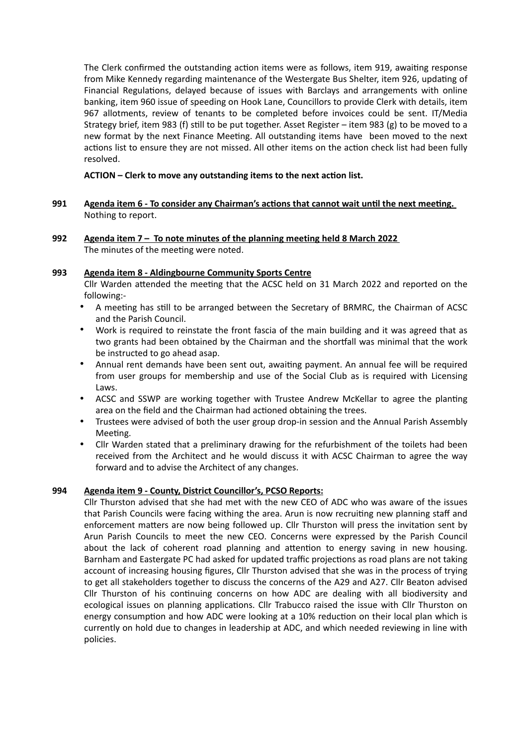The Clerk confirmed the outstanding action items were as follows, item 919, awaiting response from Mike Kennedy regarding maintenance of the Westergate Bus Shelter, item 926, updating of Financial Regulations, delayed because of issues with Barclays and arrangements with online banking, item 960 issue of speeding on Hook Lane, Councillors to provide Clerk with details, item 967 allotments, review of tenants to be completed before invoices could be sent. IT/Media Strategy brief, item 983 (f) still to be put together. Asset Register – item 983 (g) to be moved to a new format by the next Finance Meeting. All outstanding items have been moved to the next actions list to ensure they are not missed. All other items on the action check list had been fully resolved.

**ACTION – Clerk to move any outstanding items to the next action list.**

**991** **Agenda item 6 - To consider any Chairman's actions that cannot wait until the next meeting.**
Nothing to report.

**992** **Agenda item 7 – To note minutes of the planning meeting held 8 March 2022**
The minutes of the meeting were noted.

**993** **Agenda item 8 - Aldingbourne Community Sports Centre**
Cllr Warden attended the meeting that the ACSC held on 31 March 2022 and reported on the following:-

- A meeting has still to be arranged between the Secretary of BRMRC, the Chairman of ACSC and the Parish Council.
- Work is required to reinstate the front fascia of the main building and it was agreed that as two grants had been obtained by the Chairman and the shortfall was minimal that the work be instructed to go ahead asap.
- Annual rent demands have been sent out, awaiting payment. An annual fee will be required from user groups for membership and use of the Social Club as is required with Licensing Laws.
- ACSC and SSWP are working together with Trustee Andrew McKellar to agree the planting area on the field and the Chairman had actioned obtaining the trees.
- Trustees were advised of both the user group drop-in session and the Annual Parish Assembly Meeting.
- Cllr Warden stated that a preliminary drawing for the refurbishment of the toilets had been received from the Architect and he would discuss it with ACSC Chairman to agree the way forward and to advise the Architect of any changes.

**994** **Agenda item 9 - County, District Councillor's, PCSO Reports:**
Cllr Thurston advised that she had met with the new CEO of ADC who was aware of the issues that Parish Councils were facing withing the area. Arun is now recruiting new planning staff and enforcement matters are now being followed up. Cllr Thurston will press the invitation sent by Arun Parish Councils to meet the new CEO. Concerns were expressed by the Parish Council about the lack of coherent road planning and attention to energy saving in new housing. Barnham and Eastergate PC had asked for updated traffic projections as road plans are not taking account of increasing housing figures, Cllr Thurston advised that she was in the process of trying to get all stakeholders together to discuss the concerns of the A29 and A27. Cllr Beaton advised Cllr Thurston of his continuing concerns on how ADC are dealing with all biodiversity and ecological issues on planning applications. Cllr Trabucco raised the issue with Cllr Thurston on energy consumption and how ADC were looking at a 10% reduction on their local plan which is currently on hold due to changes in leadership at ADC, and which needed reviewing in line with policies.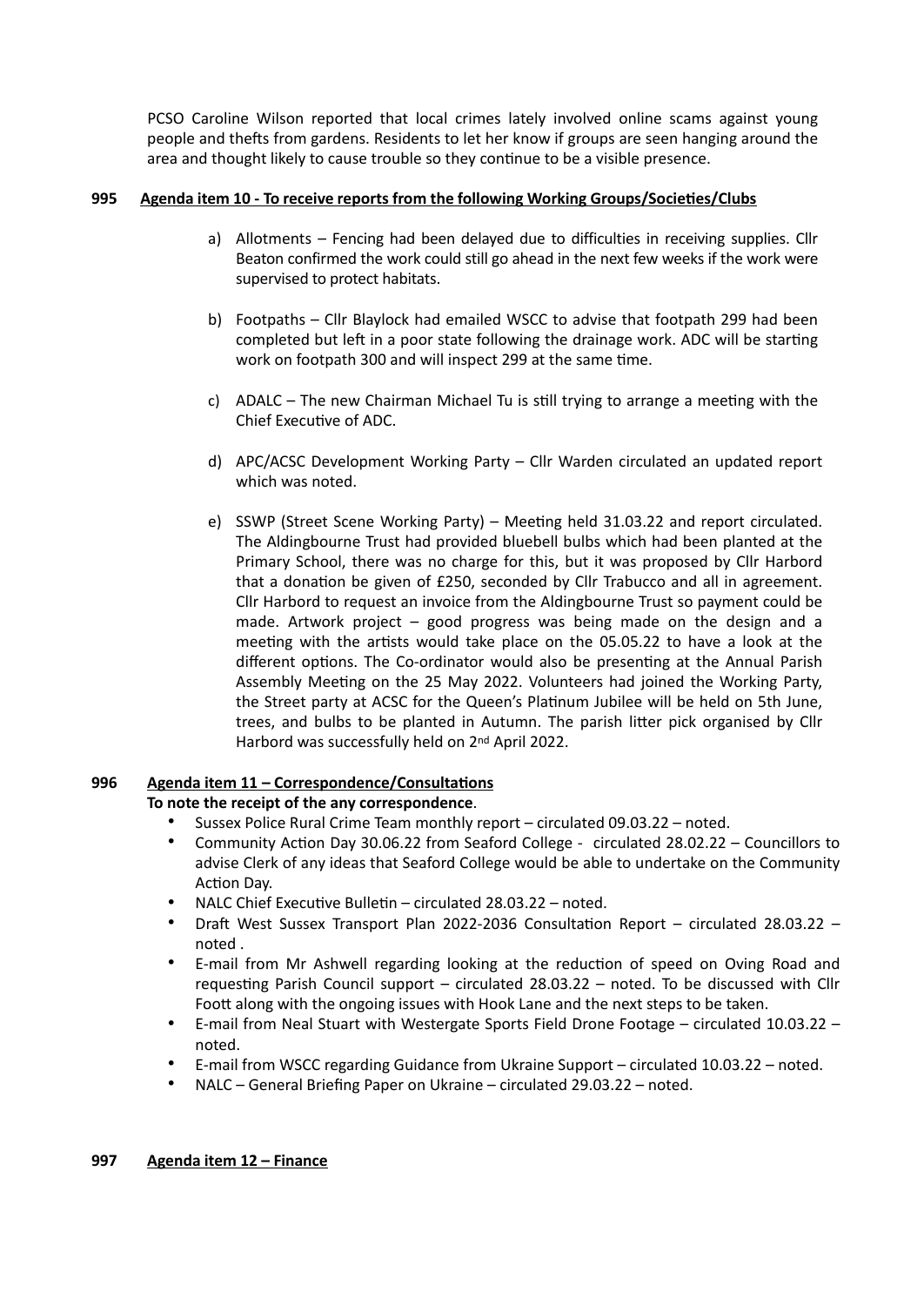PCSO Caroline Wilson reported that local crimes lately involved online scams against young people and thefts from gardens. Residents to let her know if groups are seen hanging around the area and thought likely to cause trouble so they continue to be a visible presence.

**995 Agenda item 10 - To receive reports from the following Working Groups/Societies/Clubs**

a) Allotments – Fencing had been delayed due to difficulties in receiving supplies. Cllr Beaton confirmed the work could still go ahead in the next few weeks if the work were supervised to protect habitats.

b) Footpaths – Cllr Blaylock had emailed WSCC to advise that footpath 299 had been completed but left in a poor state following the drainage work. ADC will be starting work on footpath 300 and will inspect 299 at the same time.

c) ADALC – The new Chairman Michael Tu is still trying to arrange a meeting with the Chief Executive of ADC.

d) APC/ACSC Development Working Party – Cllr Warden circulated an updated report which was noted.

e) SSWP (Street Scene Working Party) – Meeting held 31.03.22 and report circulated. The Aldingbourne Trust had provided bluebell bulbs which had been planted at the Primary School, there was no charge for this, but it was proposed by Cllr Harbord that a donation be given of £250, seconded by Cllr Trabucco and all in agreement. Cllr Harbord to request an invoice from the Aldingbourne Trust so payment could be made. Artwork project – good progress was being made on the design and a meeting with the artists would take place on the 05.05.22 to have a look at the different options. The Co-ordinator would also be presenting at the Annual Parish Assembly Meeting on the 25 May 2022. Volunteers had joined the Working Party, the Street party at ACSC for the Queen's Platinum Jubilee will be held on 5th June, trees, and bulbs to be planted in Autumn. The parish litter pick organised by Cllr Harbord was successfully held on 2nd April 2022.

**996 Agenda item 11 – Correspondence/Consultations**

**To note the receipt of the any correspondence**.

- Sussex Police Rural Crime Team monthly report – circulated 09.03.22 – noted.
- Community Action Day 30.06.22 from Seaford College - circulated 28.02.22 – Councillors to advise Clerk of any ideas that Seaford College would be able to undertake on the Community Action Day.
- NALC Chief Executive Bulletin – circulated 28.03.22 – noted.
- Draft West Sussex Transport Plan 2022-2036 Consultation Report – circulated 28.03.22 – noted .
- E-mail from Mr Ashwell regarding looking at the reduction of speed on Oving Road and requesting Parish Council support – circulated 28.03.22 – noted. To be discussed with Cllr Foott along with the ongoing issues with Hook Lane and the next steps to be taken.
- E-mail from Neal Stuart with Westergate Sports Field Drone Footage – circulated 10.03.22 – noted.
- E-mail from WSCC regarding Guidance from Ukraine Support – circulated 10.03.22 – noted.
- NALC – General Briefing Paper on Ukraine – circulated 29.03.22 – noted.

**997 Agenda item 12 – Finance**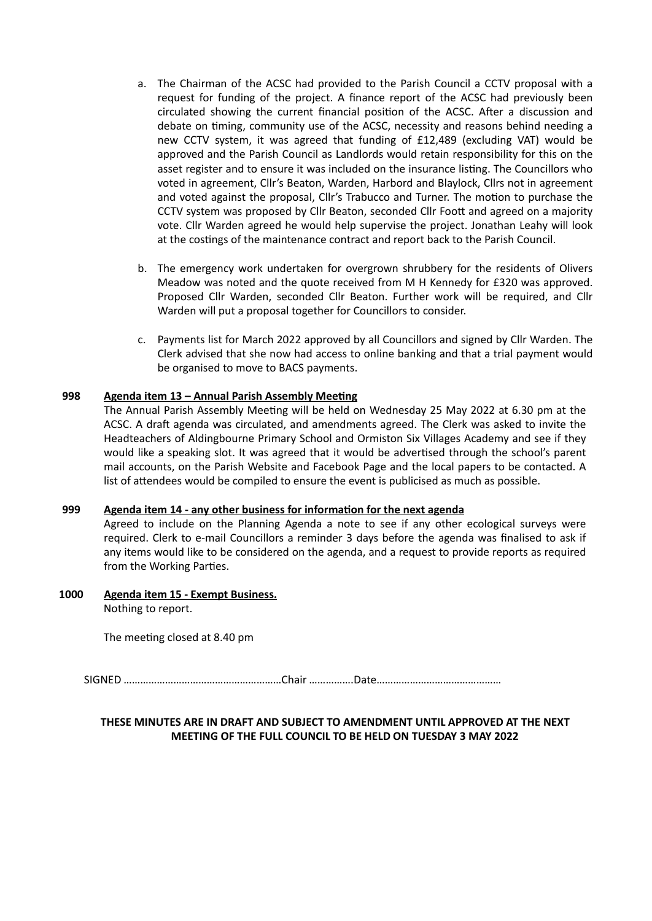a. The Chairman of the ACSC had provided to the Parish Council a CCTV proposal with a request for funding of the project. A finance report of the ACSC had previously been circulated showing the current financial position of the ACSC. After a discussion and debate on timing, community use of the ACSC, necessity and reasons behind needing a new CCTV system, it was agreed that funding of £12,489 (excluding VAT) would be approved and the Parish Council as Landlords would retain responsibility for this on the asset register and to ensure it was included on the insurance listing. The Councillors who voted in agreement, Cllr's Beaton, Warden, Harbord and Blaylock, Cllrs not in agreement and voted against the proposal, Cllr's Trabucco and Turner. The motion to purchase the CCTV system was proposed by Cllr Beaton, seconded Cllr Foott and agreed on a majority vote. Cllr Warden agreed he would help supervise the project. Jonathan Leahy will look at the costings of the maintenance contract and report back to the Parish Council.

b. The emergency work undertaken for overgrown shrubbery for the residents of Olivers Meadow was noted and the quote received from M H Kennedy for £320 was approved. Proposed Cllr Warden, seconded Cllr Beaton. Further work will be required, and Cllr Warden will put a proposal together for Councillors to consider.

c. Payments list for March 2022 approved by all Councillors and signed by Cllr Warden. The Clerk advised that she now had access to online banking and that a trial payment would be organised to move to BACS payments.

**998 Agenda item 13 – Annual Parish Assembly Meeting**

The Annual Parish Assembly Meeting will be held on Wednesday 25 May 2022 at 6.30 pm at the ACSC. A draft agenda was circulated, and amendments agreed. The Clerk was asked to invite the Headteachers of Aldingbourne Primary School and Ormiston Six Villages Academy and see if they would like a speaking slot. It was agreed that it would be advertised through the school's parent mail accounts, on the Parish Website and Facebook Page and the local papers to be contacted. A list of attendees would be compiled to ensure the event is publicised as much as possible.

**999 Agenda item 14 - any other business for information for the next agenda**

Agreed to include on the Planning Agenda a note to see if any other ecological surveys were required. Clerk to e-mail Councillors a reminder 3 days before the agenda was finalised to ask if any items would like to be considered on the agenda, and a request to provide reports as required from the Working Parties.

**1000 Agenda item 15 - Exempt Business.**

Nothing to report.

The meeting closed at 8.40 pm

SIGNED ………………………………………………Chair …………….Date………………………………………

**THESE MINUTES ARE IN DRAFT AND SUBJECT TO AMENDMENT UNTIL APPROVED AT THE NEXT MEETING OF THE FULL COUNCIL TO BE HELD ON TUESDAY 3 MAY 2022**